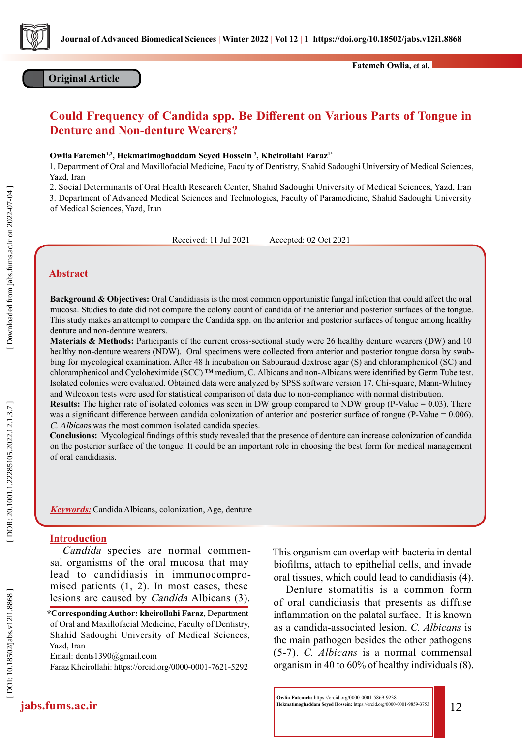Original Article

# Could Frequency of Candida spp. Be Different on Various Parts of Tongue in Denture and Non-denture Wearers?

**Owlia Fatemeh[1,2], Hekmatimoghaddam Seyed Hossein [3], Kheirollahi Faraz[1*]**

1. Department of Oral and Maxillofacial Medicine, Faculty of Dentistry, Shahid Sadoughi University of Medical Sciences, Yazd, Iran
2. Social Determinants of Oral Health Research Center, Shahid Sadoughi University of Medical Sciences, Yazd, Iran
3. Department of Advanced Medical Sciences and Technologies, Faculty of Paramedicine, Shahid Sadoughi University of Medical Sciences, Yazd, Iran

Received: 11 Jul 2021 Accepted: 02 Oct 2021

## Abstract

**Background & Objectives:** Oral Candidiasis is the most common opportunistic fungal infection that could affect the oral mucosa. Studies to date did not compare the colony count of candida of the anterior and posterior surfaces of the tongue. This study makes an attempt to compare the Candida spp. on the anterior and posterior surfaces of tongue among healthy denture and non-denture wearers.

**Materials & Methods:** Participants of the current cross-sectional study were 26 healthy denture wearers (DW) and 10 healthy non-denture wearers (NDW). Oral specimens were collected from anterior and posterior tongue dorsa by swabbing for mycological examination. After 48 h incubation on Sabouraud dextrose agar (S) and chloramphenicol (SC) and chloramphenicol and Cycloheximide (SCC) ™ medium, C. Albicans and non-Albicans were identified by Germ Tube test. Isolated colonies were evaluated. Obtained data were analyzed by SPSS software version 17. Chi-square, Mann-Whitney and Wilcoxon tests were used for statistical comparison of data due to non-compliance with normal distribution.

**Results:** The higher rate of isolated colonies was seen in DW group compared to NDW group (P-Value = 0.03). There was a significant difference between candida colonization of anterior and posterior surface of tongue (P-Value = 0.006). *C. Albicans* was the most common isolated candida species.

**Conclusions:** Mycological findings of this study revealed that the presence of denture can increase colonization of candida on the posterior surface of the tongue. It could be an important role in choosing the best form for medical management of oral candidiasis.

***Keywords:*** Candida Albicans, colonization, Age, denture

## Introduction

*Candida* species are normal commensal organisms of the oral mucosa that may lead to candidiasis in immunocompromised patients (1, 2). In most cases, these lesions are caused by *Candida* Albicans (3). This organism can overlap with bacteria in dental biofilms, attach to epithelial cells, and invade oral tissues, which could lead to candidiasis (4).

Denture stomatitis is a common form of oral candidiasis that presents as diffuse inflammation on the palatal surface. It is known as a candida-associated lesion. *C. Albicans* is the main pathogen besides the other pathogens (5-7). *C. Albicans* is a normal commensal organism in 40 to 60% of healthy individuals (8).

**\*Corresponding Author: kheirollahi Faraz,** Department of Oral and Maxillofacial Medicine, Faculty of Dentistry, Shahid Sadoughi University of Medical Sciences, Yazd, Iran
Email: dents1390@gmail.com
Faraz Kheirollahi: https://orcid.org/0000-0001-7621-5292

**Owlia Fatemeh:** https://orcid.org/0000-0001-5869-9238
**Hekmatimoghaddam Seyed Hossein:** https://orcid.org/0000-0001-9859-3753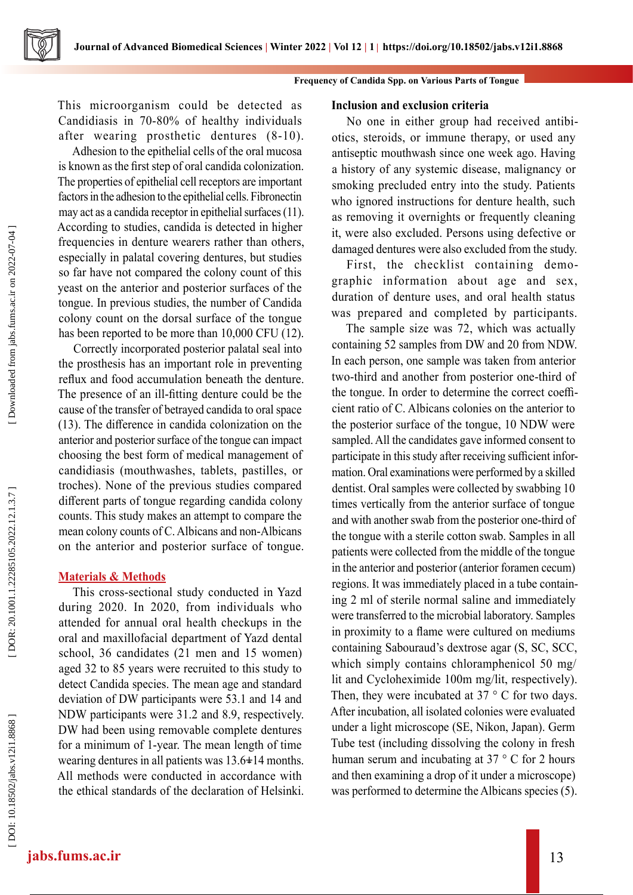This microorganism could be detected as Candidiasis in 70-80% of healthy individuals after wearing prosthetic dentures (8-10).

Adhesion to the epithelial cells of the oral mucosa is known as the first step of oral candida colonization. The properties of epithelial cell receptors are important factors in the adhesion to the epithelial cells. Fibronectin may act as a candida receptor in epithelial surfaces (11). According to studies, candida is detected in higher frequencies in denture wearers rather than others, especially in palatal covering dentures, but studies so far have not compared the colony count of this yeast on the anterior and posterior surfaces of the tongue. In previous studies, the number of Candida colony count on the dorsal surface of the tongue has been reported to be more than 10,000 CFU (12).

Correctly incorporated posterior palatal seal into the prosthesis has an important role in preventing reflux and food accumulation beneath the denture. The presence of an ill-fitting denture could be the cause of the transfer of betrayed candida to oral space (13). The difference in candida colonization on the anterior and posterior surface of the tongue can impact choosing the best form of medical management of candidiasis (mouthwashes, tablets, pastilles, or troches). None of the previous studies compared different parts of tongue regarding candida colony counts. This study makes an attempt to compare the mean colony counts of C. Albicans and non-Albicans on the anterior and posterior surface of tongue.

## Materials & Methods

This cross-sectional study conducted in Yazd during 2020. In 2020, from individuals who attended for annual oral health checkups in the oral and maxillofacial department of Yazd dental school, 36 candidates (21 men and 15 women) aged 32 to 85 years were recruited to this study to detect Candida species. The mean age and standard deviation of DW participants were 53.1 and 14 and NDW participants were 31.2 and 8.9, respectively. DW had been using removable complete dentures for a minimum of 1-year. The mean length of time wearing dentures in all patients was 13.6±14 months. All methods were conducted in accordance with the ethical standards of the declaration of Helsinki.

### Inclusion and exclusion criteria

No one in either group had received antibiotics, steroids, or immune therapy, or used any antiseptic mouthwash since one week ago. Having a history of any systemic disease, malignancy or smoking precluded entry into the study. Patients who ignored instructions for denture health, such as removing it overnights or frequently cleaning it, were also excluded. Persons using defective or damaged dentures were also excluded from the study.

First, the checklist containing demographic information about age and sex, duration of denture uses, and oral health status was prepared and completed by participants.

The sample size was 72, which was actually containing 52 samples from DW and 20 from NDW. In each person, one sample was taken from anterior two-third and another from posterior one-third of the tongue. In order to determine the correct coefficient ratio of C. Albicans colonies on the anterior to the posterior surface of the tongue, 10 NDW were sampled. All the candidates gave informed consent to participate in this study after receiving sufficient information. Oral examinations were performed by a skilled dentist. Oral samples were collected by swabbing 10 times vertically from the anterior surface of tongue and with another swab from the posterior one-third of the tongue with a sterile cotton swab. Samples in all patients were collected from the middle of the tongue in the anterior and posterior (anterior foramen cecum) regions. It was immediately placed in a tube containing 2 ml of sterile normal saline and immediately were transferred to the microbial laboratory. Samples in proximity to a flame were cultured on mediums containing Sabouraud's dextrose agar (S, SC, SCC, which simply contains chloramphenicol 50 mg/lit and Cycloheximide 100m mg/lit, respectively). Then, they were incubated at 37 ° C for two days. After incubation, all isolated colonies were evaluated under a light microscope (SE, Nikon, Japan). Germ Tube test (including dissolving the colony in fresh human serum and incubating at 37 ° C for 2 hours and then examining a drop of it under a microscope) was performed to determine the Albicans species (5).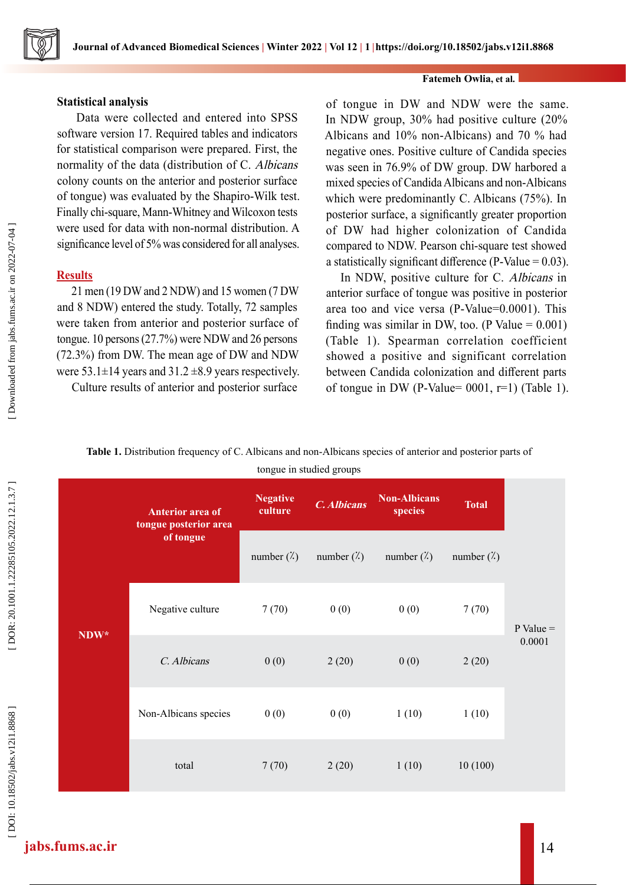### Statistical analysis

Data were collected and entered into SPSS software version 17. Required tables and indicators for statistical comparison were prepared. First, the normality of the data (distribution of C. *Albicans* colony counts on the anterior and posterior surface of tongue) was evaluated by the Shapiro-Wilk test. Finally chi-square, Mann-Whitney and Wilcoxon tests were used for data with non-normal distribution. A significance level of 5% was considered for all analyses.

### Results

21 men (19 DW and 2 NDW) and 15 women (7 DW and 8 NDW) entered the study. Totally, 72 samples were taken from anterior and posterior surface of tongue. 10 persons (27.7%) were NDW and 26 persons (72.3%) from DW. The mean age of DW and NDW were 53.1±14 years and 31.2 ±8.9 years respectively.

Culture results of anterior and posterior surface of tongue in DW and NDW were the same. In NDW group, 30% had positive culture (20% Albicans and 10% non-Albicans) and 70 % had negative ones. Positive culture of Candida species was seen in 76.9% of DW group. DW harbored a mixed species of Candida Albicans and non-Albicans which were predominantly C. Albicans (75%). In posterior surface, a significantly greater proportion of DW had higher colonization of Candida compared to NDW. Pearson chi-square test showed a statistically significant difference (P-Value = 0.03).

In NDW, positive culture for C. *Albicans* in anterior surface of tongue was positive in posterior area too and vice versa (P-Value=0.0001). This finding was similar in DW, too. (P Value = 0.001) (Table 1). Spearman correlation coefficient showed a positive and significant correlation between Candida colonization and different parts of tongue in DW (P-Value= 0001, r=1) (Table 1).

**Table 1.** Distribution frequency of C. Albicans and non-Albicans species of anterior and posterior parts of tongue in studied groups

| | Anterior area of tongue posterior area of tongue | Negative culture | *C. Albicans* | Non-Albicans species | Total | |
|---|---|---|---|---|---|---|
| | | number (%) | number (%) | number (%) | number (%) | |
| NDW* | Negative culture | 7 (70) | 0 (0) | 0 (0) | 7 (70) | P Value = 0.0001 |
| | *C. Albicans* | 0 (0) | 2 (20) | 0 (0) | 2 (20) | |
| | Non-Albicans species | 0 (0) | 0 (0) | 1 (10) | 1 (10) | |
| | total | 7 (70) | 2 (20) | 1 (10) | 10 (100) | |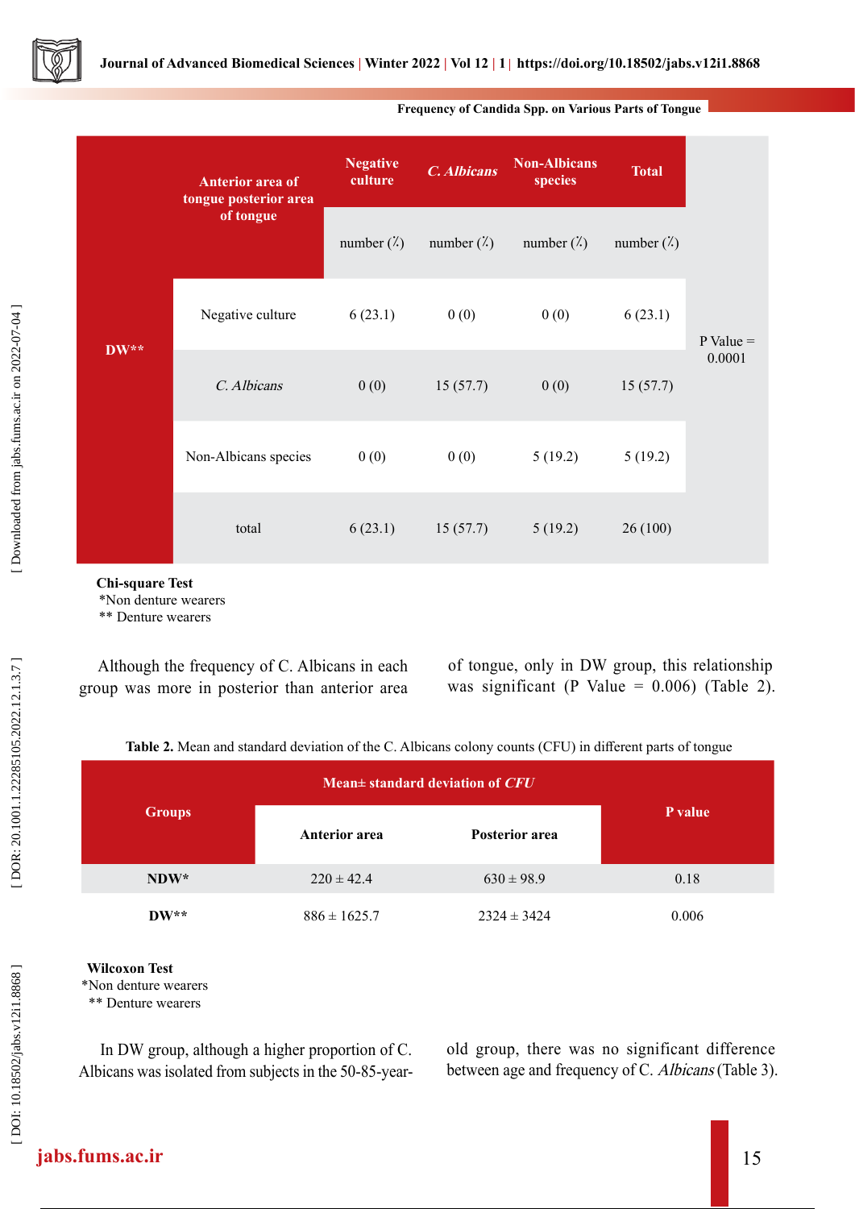| | Anterior area of tongue posterior area of tongue | Negative culture | *C. Albicans* | Non-Albicans species | Total | |
|---|---|---|---|---|---|---|
| | | number (%) | number (%) | number (%) | number (%) | |
| DW** | Negative culture | 6 (23.1) | 0 (0) | 0 (0) | 6 (23.1) | P Value = 0.0001 |
| | *C. Albicans* | 0 (0) | 15 (57.7) | 0 (0) | 15 (57.7) | |
| | Non-Albicans species | 0 (0) | 0 (0) | 5 (19.2) | 5 (19.2) | |
| | total | 6 (23.1) | 15 (57.7) | 5 (19.2) | 26 (100) | |

**Chi-square Test**
*Non denture wearers
** Denture wearers

Although the frequency of C. Albicans in each group was more in posterior than anterior area of tongue, only in DW group, this relationship was significant (P Value = 0.006) (Table 2).

**Table 2.** Mean and standard deviation of the C. Albicans colony counts (CFU) in different parts of tongue

| Groups | Mean± standard deviation of *CFU* | | P value |
|---|---|---|---|
| | Anterior area | Posterior area | |
| NDW* | 220 ± 42.4 | 630 ± 98.9 | 0.18 |
| DW** | 886 ± 1625.7 | 2324 ± 3424 | 0.006 |

**Wilcoxon Test**
*Non denture wearers
** Denture wearers

In DW group, although a higher proportion of C. Albicans was isolated from subjects in the 50-85-year-old group, there was no significant difference between age and frequency of C. *Albicans* (Table 3).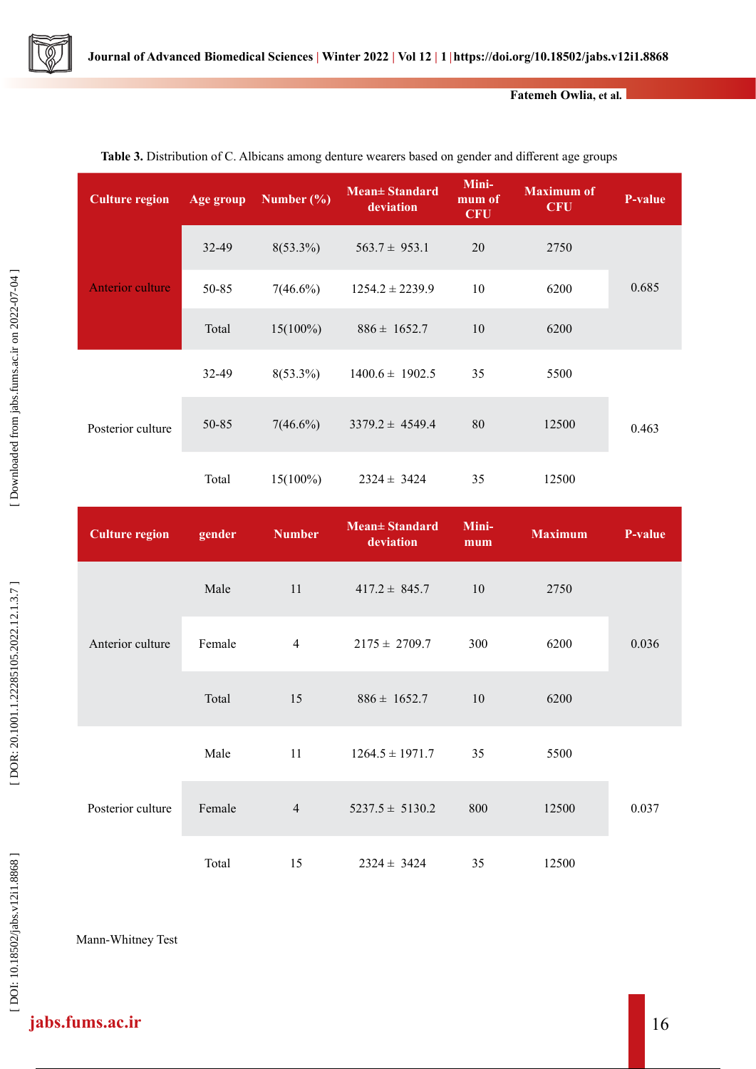**Table 3.** Distribution of C. Albicans among denture wearers based on gender and different age groups

| Culture region | Age group | Number (%) | Mean± Standard deviation | Minimum of CFU | Maximum of CFU | P-value |
|---|---|---|---|---|---|---|
| Anterior culture | 32-49 | 8(53.3%) | 563.7 ± 953.1 | 20 | 2750 | 0.685 |
| | 50-85 | 7(46.6%) | 1254.2 ± 2239.9 | 10 | 6200 | |
| | Total | 15(100%) | 886 ± 1652.7 | 10 | 6200 | |
| Posterior culture | 32-49 | 8(53.3%) | 1400.6 ± 1902.5 | 35 | 5500 | 0.463 |
| | 50-85 | 7(46.6%) | 3379.2 ± 4549.4 | 80 | 12500 | |
| | Total | 15(100%) | 2324 ± 3424 | 35 | 12500 | |
| **Culture region** | **gender** | **Number** | **Mean± Standard deviation** | **Minimum** | **Maximum** | **P-value** |
| Anterior culture | Male | 11 | 417.2 ± 845.7 | 10 | 2750 | 0.036 |
| | Female | 4 | 2175 ± 2709.7 | 300 | 6200 | |
| | Total | 15 | 886 ± 1652.7 | 10 | 6200 | |
| Posterior culture | Male | 11 | 1264.5 ± 1971.7 | 35 | 5500 | 0.037 |
| | Female | 4 | 5237.5 ± 5130.2 | 800 | 12500 | |
| | Total | 15 | 2324 ± 3424 | 35 | 12500 | |

Mann-Whitney Test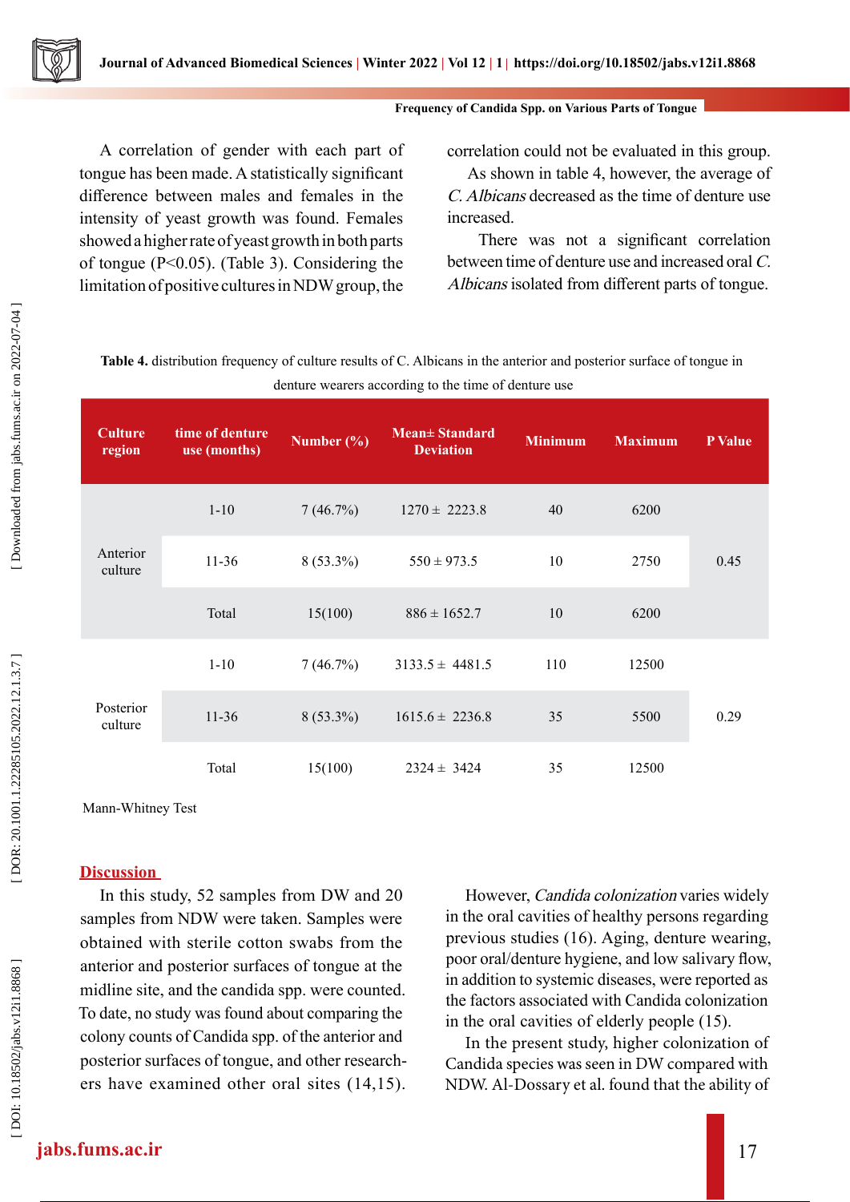A correlation of gender with each part of tongue has been made. A statistically significant difference between males and females in the intensity of yeast growth was found. Females showed a higher rate of yeast growth in both parts of tongue (P<0.05). (Table 3). Considering the limitation of positive cultures in NDW group, the correlation could not be evaluated in this group.

As shown in table 4, however, the average of *C. Albicans* decreased as the time of denture use increased.

There was not a significant correlation between time of denture use and increased oral *C. Albicans* isolated from different parts of tongue.

**Table 4.** distribution frequency of culture results of C. Albicans in the anterior and posterior surface of tongue in denture wearers according to the time of denture use

| Culture region | time of denture use (months) | Number (%) | Mean± Standard Deviation | Minimum | Maximum | P Value |
|---|---|---|---|---|---|---|
| Anterior culture | 1-10 | 7 (46.7%) | 1270 ± 2223.8 | 40 | 6200 | 0.45 |
| | 11-36 | 8 (53.3%) | 550 ± 973.5 | 10 | 2750 | |
| | Total | 15(100) | 886 ± 1652.7 | 10 | 6200 | |
| Posterior culture | 1-10 | 7 (46.7%) | 3133.5 ± 4481.5 | 110 | 12500 | 0.29 |
| | 11-36 | 8 (53.3%) | 1615.6 ± 2236.8 | 35 | 5500 | |
| | Total | 15(100) | 2324 ± 3424 | 35 | 12500 | |

Mann-Whitney Test

## Discussion

In this study, 52 samples from DW and 20 samples from NDW were taken. Samples were obtained with sterile cotton swabs from the anterior and posterior surfaces of tongue at the midline site, and the candida spp. were counted. To date, no study was found about comparing the colony counts of Candida spp. of the anterior and posterior surfaces of tongue, and other researchers have examined other oral sites (14,15).

However, *Candida colonization* varies widely in the oral cavities of healthy persons regarding previous studies (16). Aging, denture wearing, poor oral/denture hygiene, and low salivary flow, in addition to systemic diseases, were reported as the factors associated with Candida colonization in the oral cavities of elderly people (15).

In the present study, higher colonization of Candida species was seen in DW compared with NDW. Al-Dossary et al. found that the ability of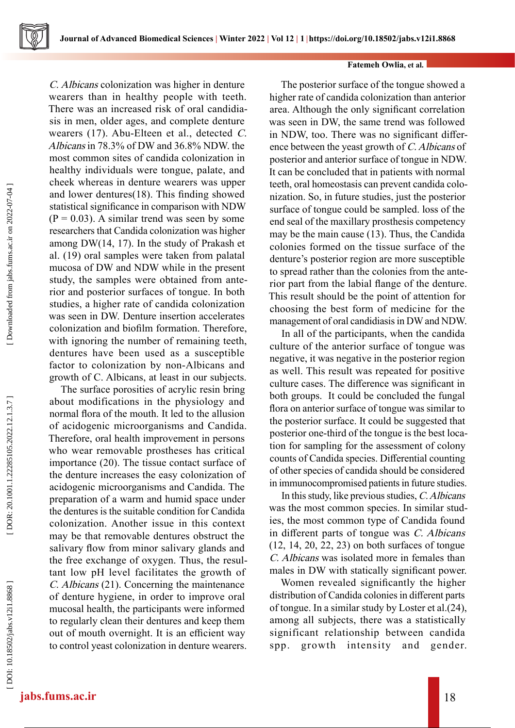*C. Albicans* colonization was higher in denture wearers than in healthy people with teeth. There was an increased risk of oral candidiasis in men, older ages, and complete denture wearers (17). Abu-Elteen et al., detected *C. Albicans* in 78.3% of DW and 36.8% NDW. the most common sites of candida colonization in healthy individuals were tongue, palate, and cheek whereas in denture wearers was upper and lower dentures(18). This finding showed statistical significance in comparison with NDW (P = 0.03). A similar trend was seen by some researchers that Candida colonization was higher among DW(14, 17). In the study of Prakash et al. (19) oral samples were taken from palatal mucosa of DW and NDW while in the present study, the samples were obtained from anterior and posterior surfaces of tongue. In both studies, a higher rate of candida colonization was seen in DW. Denture insertion accelerates colonization and biofilm formation. Therefore, with ignoring the number of remaining teeth, dentures have been used as a susceptible factor to colonization by non-Albicans and growth of C. Albicans, at least in our subjects.

The surface porosities of acrylic resin bring about modifications in the physiology and normal flora of the mouth. It led to the allusion of acidogenic microorganisms and Candida. Therefore, oral health improvement in persons who wear removable prostheses has critical importance (20). The tissue contact surface of the denture increases the easy colonization of acidogenic microorganisms and Candida. The preparation of a warm and humid space under the dentures is the suitable condition for Candida colonization. Another issue in this context may be that removable dentures obstruct the salivary flow from minor salivary glands and the free exchange of oxygen. Thus, the resultant low pH level facilitates the growth of *C. Albicans* (21). Concerning the maintenance of denture hygiene, in order to improve oral mucosal health, the participants were informed to regularly clean their dentures and keep them out of mouth overnight. It is an efficient way to control yeast colonization in denture wearers.

The posterior surface of the tongue showed a higher rate of candida colonization than anterior area. Although the only significant correlation was seen in DW, the same trend was followed in NDW, too. There was no significant difference between the yeast growth of *C. Albicans* of posterior and anterior surface of tongue in NDW. It can be concluded that in patients with normal teeth, oral homeostasis can prevent candida colonization. So, in future studies, just the posterior surface of tongue could be sampled. loss of the end seal of the maxillary prosthesis competency may be the main cause (13). Thus, the Candida colonies formed on the tissue surface of the denture's posterior region are more susceptible to spread rather than the colonies from the anterior part from the labial flange of the denture. This result should be the point of attention for choosing the best form of medicine for the management of oral candidiasis in DW and NDW.

In all of the participants, when the candida culture of the anterior surface of tongue was negative, it was negative in the posterior region as well. This result was repeated for positive culture cases. The difference was significant in both groups. It could be concluded the fungal flora on anterior surface of tongue was similar to the posterior surface. It could be suggested that posterior one-third of the tongue is the best location for sampling for the assessment of colony counts of Candida species. Differential counting of other species of candida should be considered in immunocompromised patients in future studies.

In this study, like previous studies, *C. Albicans* was the most common species. In similar studies, the most common type of Candida found in different parts of tongue was *C. Albicans* (12, 14, 20, 22, 23) on both surfaces of tongue *C. Albicans* was isolated more in females than males in DW with statically significant power.

Women revealed significantly the higher distribution of Candida colonies in different parts of tongue. In a similar study by Loster et al.(24), among all subjects, there was a statistically significant relationship between candida spp. growth intensity and gender.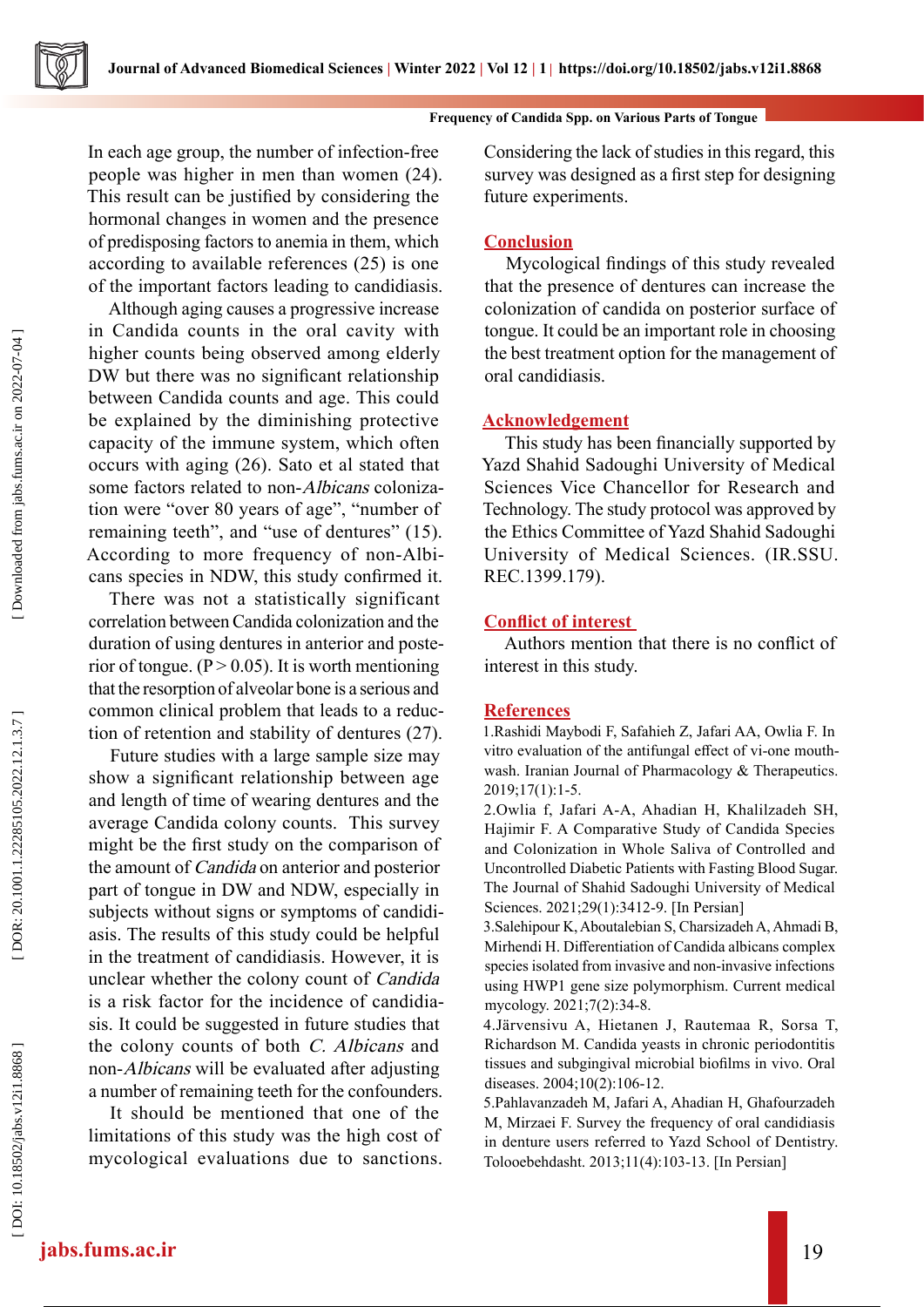In each age group, the number of infection-free people was higher in men than women (24). This result can be justified by considering the hormonal changes in women and the presence of predisposing factors to anemia in them, which according to available references (25) is one of the important factors leading to candidiasis.

Although aging causes a progressive increase in Candida counts in the oral cavity with higher counts being observed among elderly DW but there was no significant relationship between Candida counts and age. This could be explained by the diminishing protective capacity of the immune system, which often occurs with aging (26). Sato et al stated that some factors related to non-*Albicans* colonization were "over 80 years of age", "number of remaining teeth", and "use of dentures" (15). According to more frequency of non-Albicans species in NDW, this study confirmed it.

There was not a statistically significant correlation between Candida colonization and the duration of using dentures in anterior and posterior of tongue. ($P > 0.05$). It is worth mentioning that the resorption of alveolar bone is a serious and common clinical problem that leads to a reduction of retention and stability of dentures (27).

Future studies with a large sample size may show a significant relationship between age and length of time of wearing dentures and the average Candida colony counts. This survey might be the first study on the comparison of the amount of *Candida* on anterior and posterior part of tongue in DW and NDW, especially in subjects without signs or symptoms of candidiasis. The results of this study could be helpful in the treatment of candidiasis. However, it is unclear whether the colony count of *Candida* is a risk factor for the incidence of candidiasis. It could be suggested in future studies that the colony counts of both *C. Albicans* and non-*Albicans* will be evaluated after adjusting a number of remaining teeth for the confounders.

It should be mentioned that one of the limitations of this study was the high cost of mycological evaluations due to sanctions. Considering the lack of studies in this regard, this survey was designed as a first step for designing future experiments.

## Conclusion

Mycological findings of this study revealed that the presence of dentures can increase the colonization of candida on posterior surface of tongue. It could be an important role in choosing the best treatment option for the management of oral candidiasis.

## Acknowledgement

This study has been financially supported by Yazd Shahid Sadoughi University of Medical Sciences Vice Chancellor for Research and Technology. The study protocol was approved by the Ethics Committee of Yazd Shahid Sadoughi University of Medical Sciences. (IR.SSU.REC.1399.179).

## Conflict of interest

Authors mention that there is no conflict of interest in this study.

## References

1.Rashidi Maybodi F, Safahieh Z, Jafari AA, Owlia F. In vitro evaluation of the antifungal effect of vi-one mouthwash. Iranian Journal of Pharmacology & Therapeutics. 2019;17(1):1-5.

2.Owlia f, Jafari A-A, Ahadian H, Khalilzadeh SH, Hajimir F. A Comparative Study of Candida Species and Colonization in Whole Saliva of Controlled and Uncontrolled Diabetic Patients with Fasting Blood Sugar. The Journal of Shahid Sadoughi University of Medical Sciences. 2021;29(1):3412-9. [In Persian]

3.Salehipour K, Aboutalebian S, Charsizadeh A, Ahmadi B, Mirhendi H. Differentiation of Candida albicans complex species isolated from invasive and non-invasive infections using HWP1 gene size polymorphism. Current medical mycology. 2021;7(2):34-8.

4.Järvensivu A, Hietanen J, Rautemaa R, Sorsa T, Richardson M. Candida yeasts in chronic periodontitis tissues and subgingival microbial biofilms in vivo. Oral diseases. 2004;10(2):106-12.

5.Pahlavanzadeh M, Jafari A, Ahadian H, Ghafourzadeh M, Mirzaei F. Survey the frequency of oral candidiasis in denture users referred to Yazd School of Dentistry. Tolooebehdasht. 2013;11(4):103-13. [In Persian]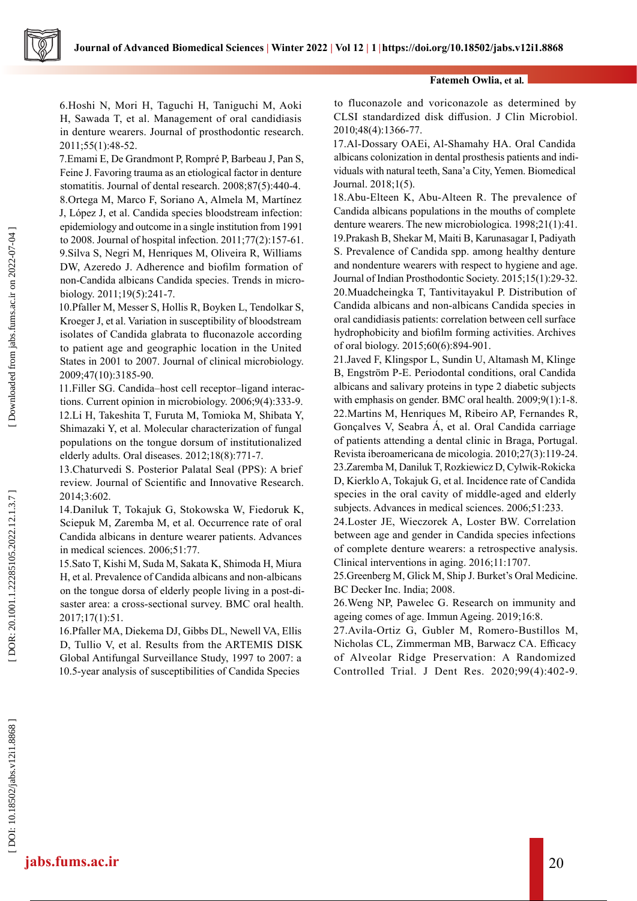6.Hoshi N, Mori H, Taguchi H, Taniguchi M, Aoki H, Sawada T, et al. Management of oral candidiasis in denture wearers. Journal of prosthodontic research. 2011;55(1):48-52.

7.Emami E, De Grandmont P, Rompré P, Barbeau J, Pan S, Feine J. Favoring trauma as an etiological factor in denture stomatitis. Journal of dental research. 2008;87(5):440-4.

8.Ortega M, Marco F, Soriano A, Almela M, Martínez J, López J, et al. Candida species bloodstream infection: epidemiology and outcome in a single institution from 1991 to 2008. Journal of hospital infection. 2011;77(2):157-61.

9.Silva S, Negri M, Henriques M, Oliveira R, Williams DW, Azeredo J. Adherence and biofilm formation of non-Candida albicans Candida species. Trends in microbiology. 2011;19(5):241-7.

10.Pfaller M, Messer S, Hollis R, Boyken L, Tendolkar S, Kroeger J, et al. Variation in susceptibility of bloodstream isolates of Candida glabrata to fluconazole according to patient age and geographic location in the United States in 2001 to 2007. Journal of clinical microbiology. 2009;47(10):3185-90.

11.Filler SG. Candida–host cell receptor–ligand interactions. Current opinion in microbiology. 2006;9(4):333-9.

12.Li H, Takeshita T, Furuta M, Tomioka M, Shibata Y, Shimazaki Y, et al. Molecular characterization of fungal populations on the tongue dorsum of institutionalized elderly adults. Oral diseases. 2012;18(8):771-7.

13.Chaturvedi S. Posterior Palatal Seal (PPS): A brief review. Journal of Scientific and Innovative Research. 2014;3:602.

14.Daniluk T, Tokajuk G, Stokowska W, Fiedoruk K, Sciepuk M, Zaremba M, et al. Occurrence rate of oral Candida albicans in denture wearer patients. Advances in medical sciences. 2006;51:77.

15.Sato T, Kishi M, Suda M, Sakata K, Shimoda H, Miura H, et al. Prevalence of Candida albicans and non-albicans on the tongue dorsa of elderly people living in a post-disaster area: a cross-sectional survey. BMC oral health. 2017;17(1):51.

16.Pfaller MA, Diekema DJ, Gibbs DL, Newell VA, Ellis D, Tullio V, et al. Results from the ARTEMIS DISK Global Antifungal Surveillance Study, 1997 to 2007: a 10.5-year analysis of susceptibilities of Candida Species to fluconazole and voriconazole as determined by CLSI standardized disk diffusion. J Clin Microbiol. 2010;48(4):1366-77.

17.Al-Dossary OAEi, Al-Shamahy HA. Oral Candida albicans colonization in dental prosthesis patients and individuals with natural teeth, Sana'a City, Yemen. Biomedical Journal. 2018;1(5).

18.Abu-Elteen K, Abu-Alteen R. The prevalence of Candida albicans populations in the mouths of complete denture wearers. The new microbiologica. 1998;21(1):41.

19.Prakash B, Shekar M, Maiti B, Karunasagar I, Padiyath S. Prevalence of Candida spp. among healthy denture and nondenture wearers with respect to hygiene and age. Journal of Indian Prosthodontic Society. 2015;15(1):29-32.

20.Muadcheingka T, Tantivitayakul P. Distribution of Candida albicans and non-albicans Candida species in oral candidiasis patients: correlation between cell surface hydrophobicity and biofilm forming activities. Archives of oral biology. 2015;60(6):894-901.

21.Javed F, Klingspor L, Sundin U, Altamash M, Klinge B, Engström P-E. Periodontal conditions, oral Candida albicans and salivary proteins in type 2 diabetic subjects with emphasis on gender. BMC oral health. 2009;9(1):1-8.

22.Martins M, Henriques M, Ribeiro AP, Fernandes R, Gonçalves V, Seabra Á, et al. Oral Candida carriage of patients attending a dental clinic in Braga, Portugal. Revista iberoamericana de micologia. 2010;27(3):119-24.

23.Zaremba M, Daniluk T, Rozkiewicz D, Cylwik-Rokicka D, Kierklo A, Tokajuk G, et al. Incidence rate of Candida species in the oral cavity of middle-aged and elderly subjects. Advances in medical sciences. 2006;51:233.

24.Loster JE, Wieczorek A, Loster BW. Correlation between age and gender in Candida species infections of complete denture wearers: a retrospective analysis. Clinical interventions in aging. 2016;11:1707.

25.Greenberg M, Glick M, Ship J. Burket's Oral Medicine. BC Decker Inc. India; 2008.

26.Weng NP, Pawelec G. Research on immunity and ageing comes of age. Immun Ageing. 2019;16:8.

27.Avila-Ortiz G, Gubler M, Romero-Bustillos M, Nicholas CL, Zimmerman MB, Barwacz CA. Efficacy of Alveolar Ridge Preservation: A Randomized Controlled Trial. J Dent Res. 2020;99(4):402-9.